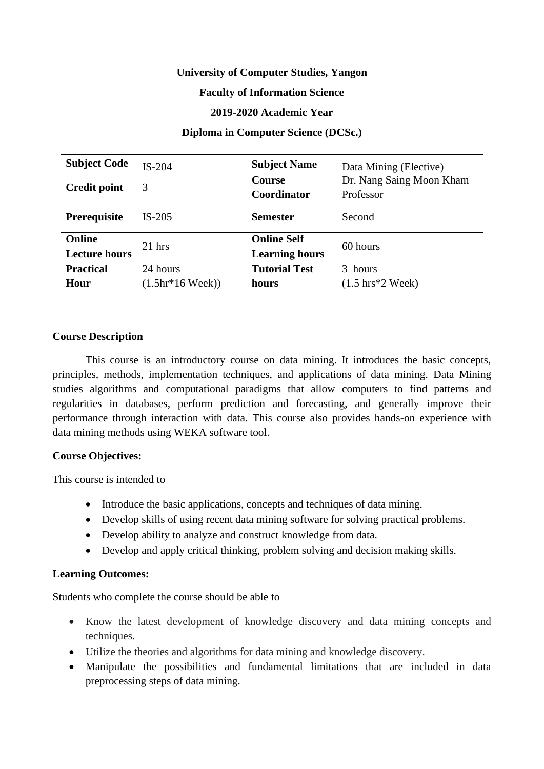**University of Computer Studies, Yangon**

**Faculty of Information Science**

**2019-2020 Academic Year**

**Diploma in Computer Science (DCSc.)**

| **Subject Code** | IS-204 | **Subject Name** | Data Mining (Elective) |
|---|---|---|---|
| **Credit point** | 3 | **Course Coordinator** | Dr. Nang Saing Moon Kham Professor |
| **Prerequisite** | IS-205 | **Semester** | Second |
| **Online Lecture hours** | 21 hrs | **Online Self Learning hours** | 60 hours |
| **Practical Hour** | 24 hours (1.5hr*16 Week)) | **Tutorial Test hours** | 3 hours (1.5 hrs*2 Week) |

**Course Description**

This course is an introductory course on data mining. It introduces the basic concepts, principles, methods, implementation techniques, and applications of data mining. Data Mining studies algorithms and computational paradigms that allow computers to find patterns and regularities in databases, perform prediction and forecasting, and generally improve their performance through interaction with data. This course also provides hands-on experience with data mining methods using WEKA software tool.

**Course Objectives:**

This course is intended to

- Introduce the basic applications, concepts and techniques of data mining.
- Develop skills of using recent data mining software for solving practical problems.
- Develop ability to analyze and construct knowledge from data.
- Develop and apply critical thinking, problem solving and decision making skills.

**Learning Outcomes:**

Students who complete the course should be able to

- Know the latest development of knowledge discovery and data mining concepts and techniques.
- Utilize the theories and algorithms for data mining and knowledge discovery.
- Manipulate the possibilities and fundamental limitations that are included in data preprocessing steps of data mining.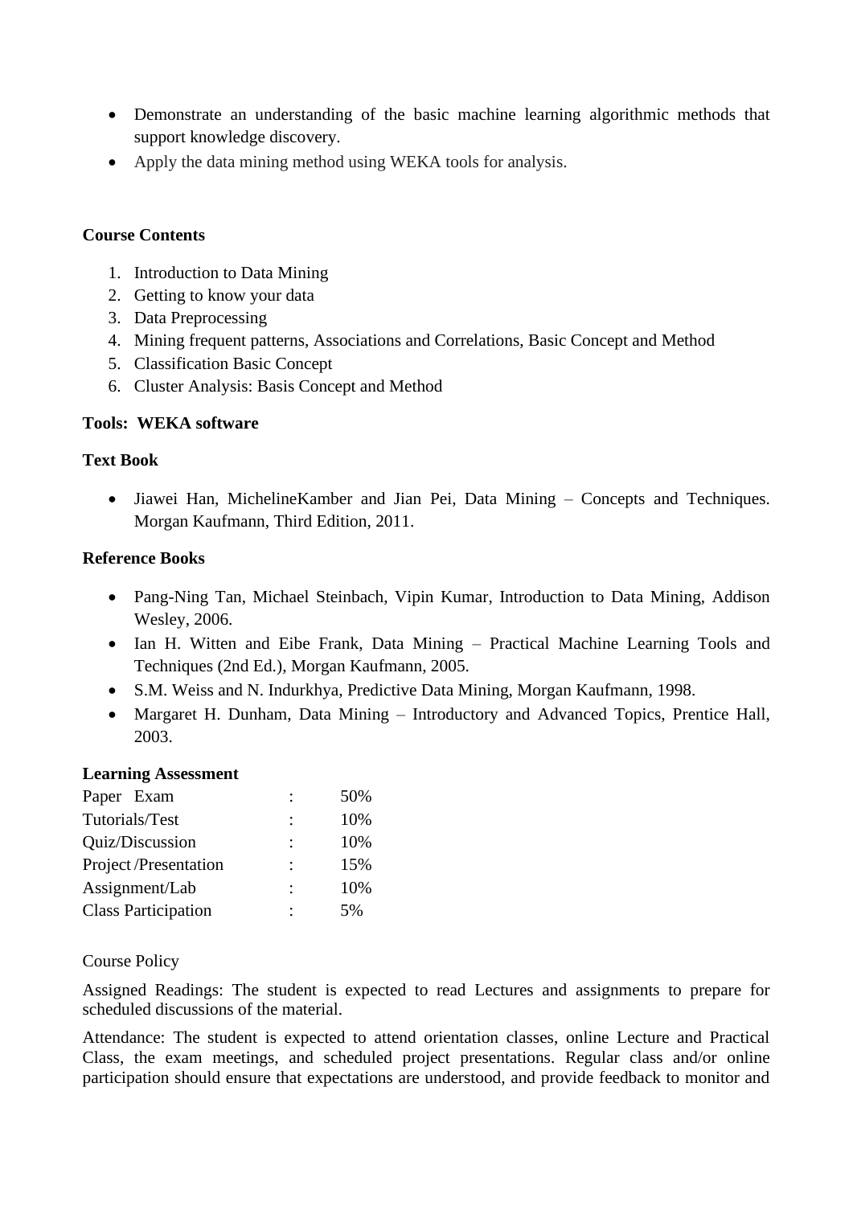- Demonstrate an understanding of the basic machine learning algorithmic methods that support knowledge discovery.
- Apply the data mining method using WEKA tools for analysis.

**Course Contents**

1. Introduction to Data Mining
2. Getting to know your data
3. Data Preprocessing
4. Mining frequent patterns, Associations and Correlations, Basic Concept and Method
5. Classification Basic Concept
6. Cluster Analysis: Basis Concept and Method

**Tools: WEKA software**

**Text Book**

- Jiawei Han, MichelineKamber and Jian Pei, Data Mining – Concepts and Techniques. Morgan Kaufmann, Third Edition, 2011.

**Reference Books**

- Pang-Ning Tan, Michael Steinbach, Vipin Kumar, Introduction to Data Mining, Addison Wesley, 2006.
- Ian H. Witten and Eibe Frank, Data Mining – Practical Machine Learning Tools and Techniques (2nd Ed.), Morgan Kaufmann, 2005.
- S.M. Weiss and N. Indurkhya, Predictive Data Mining, Morgan Kaufmann, 1998.
- Margaret H. Dunham, Data Mining – Introductory and Advanced Topics, Prentice Hall, 2003.

**Learning Assessment**

| | | |
|---|---|---|
| Paper Exam | : | 50% |
| Tutorials/Test | : | 10% |
| Quiz/Discussion | : | 10% |
| Project /Presentation | : | 15% |
| Assignment/Lab | : | 10% |
| Class Participation | : | 5% |

Course Policy

Assigned Readings: The student is expected to read Lectures and assignments to prepare for scheduled discussions of the material.

Attendance: The student is expected to attend orientation classes, online Lecture and Practical Class, the exam meetings, and scheduled project presentations. Regular class and/or online participation should ensure that expectations are understood, and provide feedback to monitor and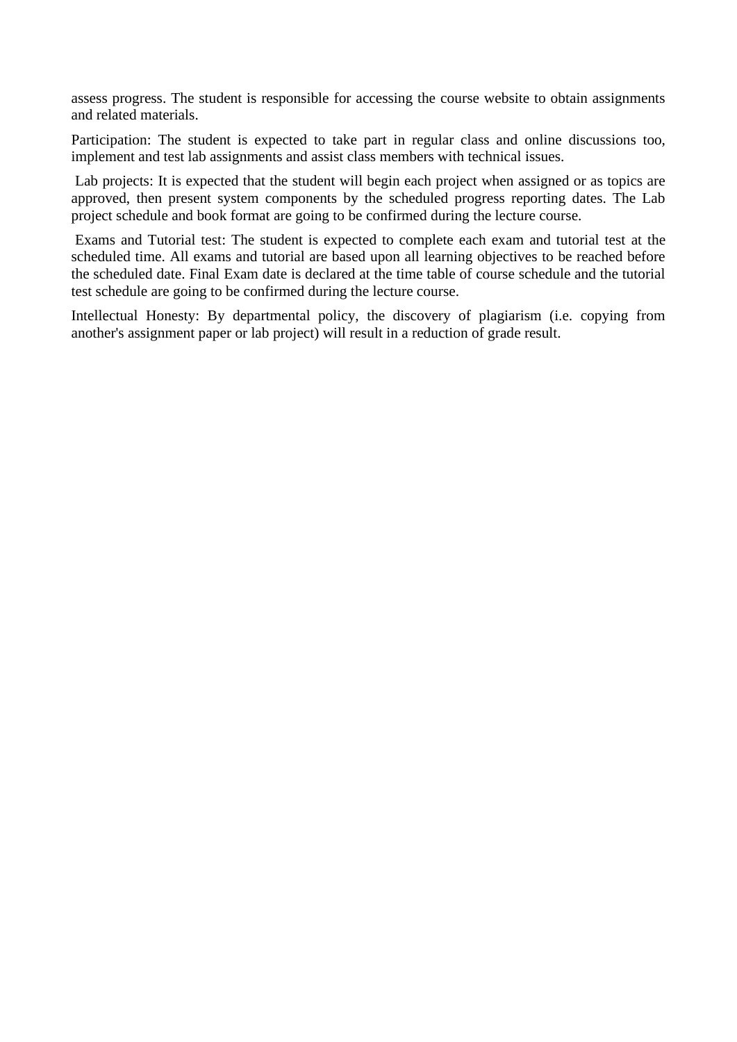assess progress. The student is responsible for accessing the course website to obtain assignments and related materials.

Participation: The student is expected to take part in regular class and online discussions too, implement and test lab assignments and assist class members with technical issues.

Lab projects: It is expected that the student will begin each project when assigned or as topics are approved, then present system components by the scheduled progress reporting dates. The Lab project schedule and book format are going to be confirmed during the lecture course.

Exams and Tutorial test: The student is expected to complete each exam and tutorial test at the scheduled time. All exams and tutorial are based upon all learning objectives to be reached before the scheduled date. Final Exam date is declared at the time table of course schedule and the tutorial test schedule are going to be confirmed during the lecture course.

Intellectual Honesty: By departmental policy, the discovery of plagiarism (i.e. copying from another's assignment paper or lab project) will result in a reduction of grade result.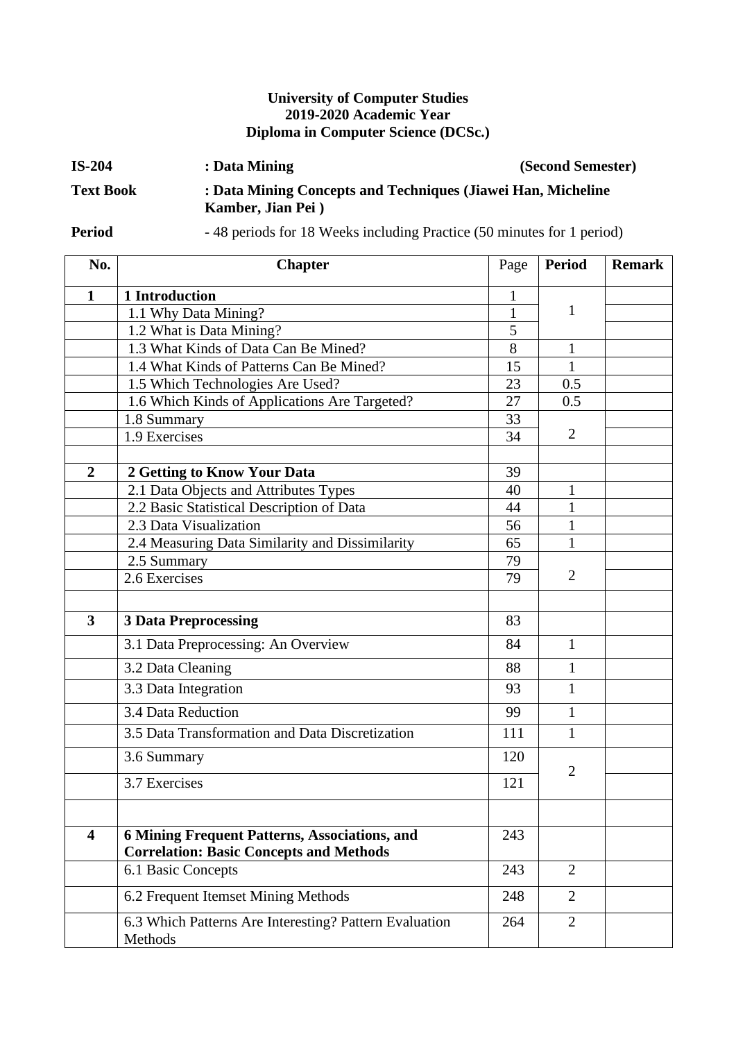**University of Computer Studies**
**2019-2020 Academic Year**
**Diploma in Computer Science (DCSc.)**

**IS-204** **: Data Mining** **(Second Semester)**

**Text Book** **: Data Mining Concepts and Techniques (Jiawei Han, Micheline Kamber, Jian Pei )**

**Period** - 48 periods for 18 Weeks including Practice (50 minutes for 1 period)

| No. | Chapter | Page | Period | Remark |
|---|---|---|---|---|
| **1** | **1 Introduction** | 1 | 1 | |
| | 1.1 Why Data Mining? | 1 | | |
| | 1.2 What is Data Mining? | 5 | | |
| | 1.3 What Kinds of Data Can Be Mined? | 8 | 1 | |
| | 1.4 What Kinds of Patterns Can Be Mined? | 15 | 1 | |
| | 1.5 Which Technologies Are Used? | 23 | 0.5 | |
| | 1.6 Which Kinds of Applications Are Targeted? | 27 | 0.5 | |
| | 1.8 Summary | 33 | 2 | |
| | 1.9 Exercises | 34 | | |
| | | | | |
| **2** | **2 Getting to Know Your Data** | 39 | | |
| | 2.1 Data Objects and Attributes Types | 40 | 1 | |
| | 2.2 Basic Statistical Description of Data | 44 | 1 | |
| | 2.3 Data Visualization | 56 | 1 | |
| | 2.4 Measuring Data Similarity and Dissimilarity | 65 | 1 | |
| | 2.5 Summary | 79 | 2 | |
| | 2.6 Exercises | 79 | | |
| | | | | |
| **3** | **3 Data Preprocessing** | 83 | | |
| | 3.1 Data Preprocessing: An Overview | 84 | 1 | |
| | 3.2 Data Cleaning | 88 | 1 | |
| | 3.3 Data Integration | 93 | 1 | |
| | 3.4 Data Reduction | 99 | 1 | |
| | 3.5 Data Transformation and Data Discretization | 111 | 1 | |
| | 3.6 Summary | 120 | 2 | |
| | 3.7 Exercises | 121 | | |
| | | | | |
| **4** | **6 Mining Frequent Patterns, Associations, and Correlation: Basic Concepts and Methods** | 243 | | |
| | 6.1 Basic Concepts | 243 | 2 | |
| | 6.2 Frequent Itemset Mining Methods | 248 | 2 | |
| | 6.3 Which Patterns Are Interesting? Pattern Evaluation Methods | 264 | 2 | |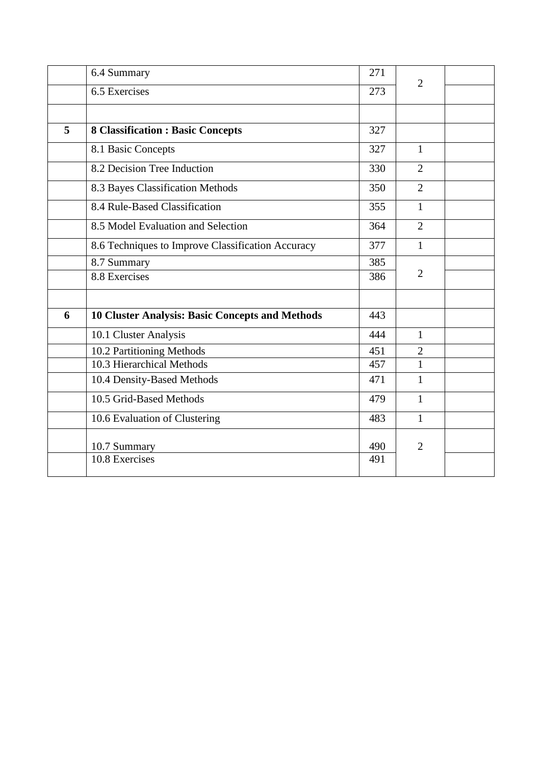| | | | | |
|---|---|---|---|---|
| | 6.4 Summary | 271 | 2 | |
| | 6.5 Exercises | 273 | | |
| | | | | |
| **5** | **8 Classification : Basic Concepts** | 327 | | |
| | 8.1 Basic Concepts | 327 | 1 | |
| | 8.2 Decision Tree Induction | 330 | 2 | |
| | 8.3 Bayes Classification Methods | 350 | 2 | |
| | 8.4 Rule-Based Classification | 355 | 1 | |
| | 8.5 Model Evaluation and Selection | 364 | 2 | |
| | 8.6 Techniques to Improve Classification Accuracy | 377 | 1 | |
| | 8.7 Summary | 385 | 2 | |
| | 8.8 Exercises | 386 | | |
| | | | | |
| **6** | **10 Cluster Analysis: Basic Concepts and Methods** | 443 | | |
| | 10.1 Cluster Analysis | 444 | 1 | |
| | 10.2 Partitioning Methods | 451 | 2 | |
| | 10.3 Hierarchical Methods | 457 | 1 | |
| | 10.4 Density-Based Methods | 471 | 1 | |
| | 10.5 Grid-Based Methods | 479 | 1 | |
| | 10.6 Evaluation of Clustering | 483 | 1 | |
| | 10.7 Summary | 490 | 2 | |
| | 10.8 Exercises | 491 | | |